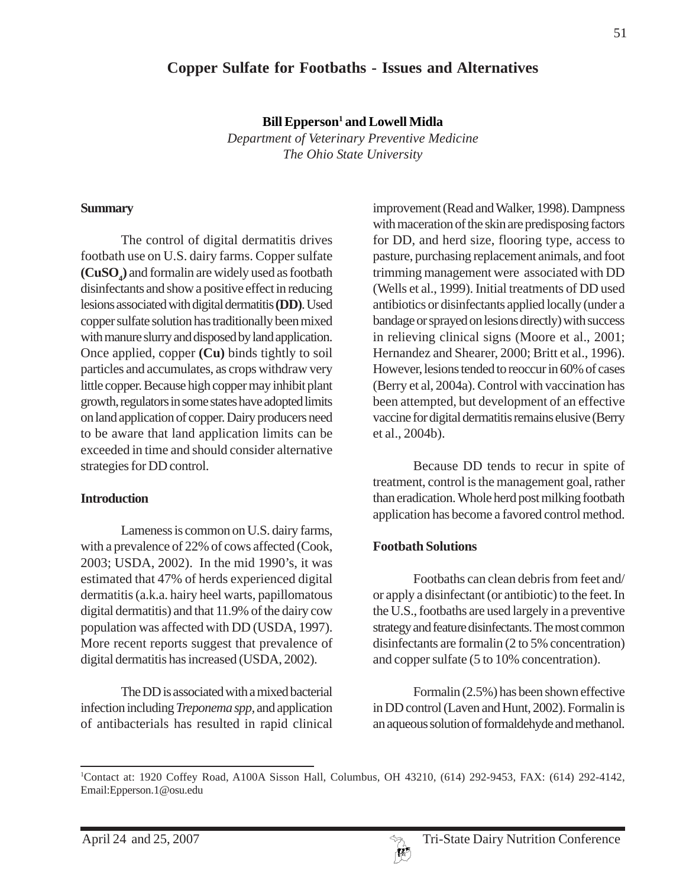# Copper Sulfate for Footbaths - Issues and Alternatives

**Bill Epperson[1] and Lowell Midla**

*Department of Veterinary Preventive Medicine*
*The Ohio State University*

## Summary

The control of digital dermatitis drives footbath use on U.S. dairy farms. Copper sulfate **($CuSO_4$)** and formalin are widely used as footbath disinfectants and show a positive effect in reducing lesions associated with digital dermatitis **(DD)**. Used copper sulfate solution has traditionally been mixed with manure slurry and disposed by land application. Once applied, copper **(Cu)** binds tightly to soil particles and accumulates, as crops withdraw very little copper. Because high copper may inhibit plant growth, regulators in some states have adopted limits on land application of copper. Dairy producers need to be aware that land application limits can be exceeded in time and should consider alternative strategies for DD control.

## Introduction

Lameness is common on U.S. dairy farms, with a prevalence of 22% of cows affected (Cook, 2003; USDA, 2002). In the mid 1990's, it was estimated that 47% of herds experienced digital dermatitis (a.k.a. hairy heel warts, papillomatous digital dermatitis) and that 11.9% of the dairy cow population was affected with DD (USDA, 1997). More recent reports suggest that prevalence of digital dermatitis has increased (USDA, 2002).

The DD is associated with a mixed bacterial infection including *Treponema spp,* and application of antibacterials has resulted in rapid clinical improvement (Read and Walker, 1998). Dampness with maceration of the skin are predisposing factors for DD, and herd size, flooring type, access to pasture, purchasing replacement animals, and foot trimming management were associated with DD (Wells et al., 1999). Initial treatments of DD used antibiotics or disinfectants applied locally (under a bandage or sprayed on lesions directly) with success in relieving clinical signs (Moore et al., 2001; Hernandez and Shearer, 2000; Britt et al., 1996). However, lesions tended to reoccur in 60% of cases (Berry et al, 2004a). Control with vaccination has been attempted, but development of an effective vaccine for digital dermatitis remains elusive (Berry et al., 2004b).

Because DD tends to recur in spite of treatment, control is the management goal, rather than eradication. Whole herd post milking footbath application has become a favored control method.

## Footbath Solutions

Footbaths can clean debris from feet and/ or apply a disinfectant (or antibiotic) to the feet. In the U.S., footbaths are used largely in a preventive strategy and feature disinfectants. The most common disinfectants are formalin (2 to 5% concentration) and copper sulfate (5 to 10% concentration).

Formalin (2.5%) has been shown effective in DD control (Laven and Hunt, 2002). Formalin is an aqueous solution of formaldehyde and methanol.

---

[1]Contact at: 1920 Coffey Road, A100A Sisson Hall, Columbus, OH 43210, (614) 292-9453, FAX: (614) 292-4142, Email:Epperson.1@osu.edu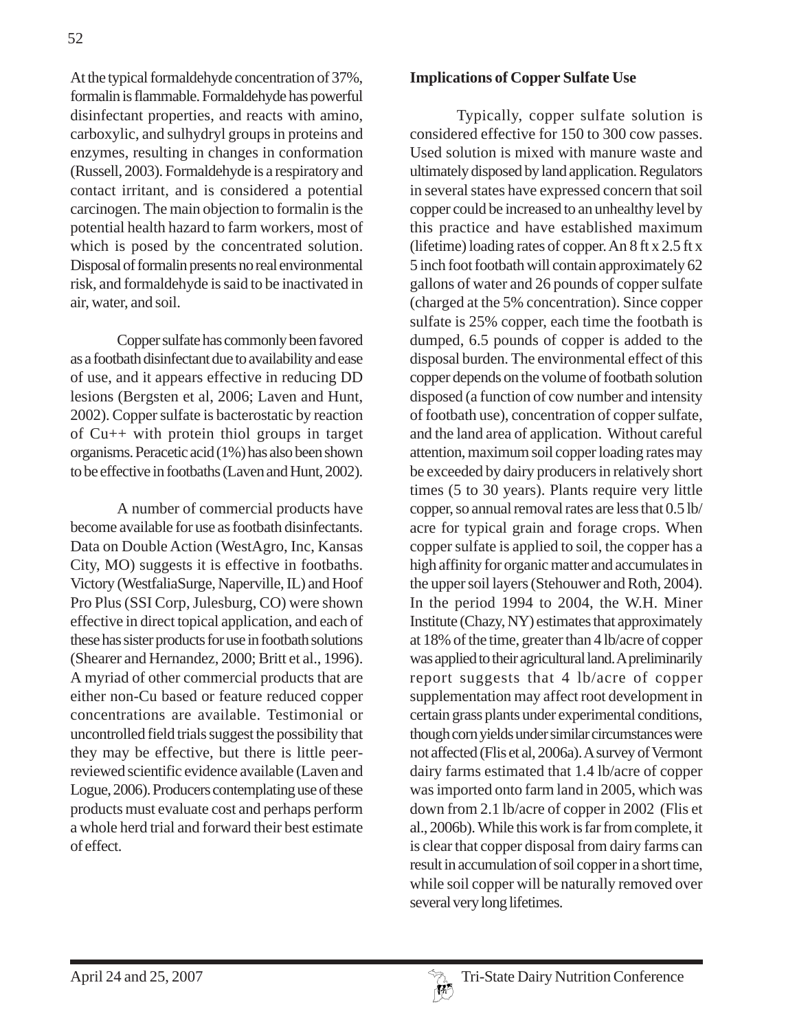At the typical formaldehyde concentration of 37%, formalin is flammable. Formaldehyde has powerful disinfectant properties, and reacts with amino, carboxylic, and sulhydryl groups in proteins and enzymes, resulting in changes in conformation (Russell, 2003). Formaldehyde is a respiratory and contact irritant, and is considered a potential carcinogen. The main objection to formalin is the potential health hazard to farm workers, most of which is posed by the concentrated solution. Disposal of formalin presents no real environmental risk, and formaldehyde is said to be inactivated in air, water, and soil.

Copper sulfate has commonly been favored as a footbath disinfectant due to availability and ease of use, and it appears effective in reducing DD lesions (Bergsten et al, 2006; Laven and Hunt, 2002). Copper sulfate is bacterostatic by reaction of $Cu^{++}$ with protein thiol groups in target organisms. Peracetic acid (1%) has also been shown to be effective in footbaths (Laven and Hunt, 2002).

A number of commercial products have become available for use as footbath disinfectants. Data on Double Action (WestAgro, Inc, Kansas City, MO) suggests it is effective in footbaths. Victory (WestfaliaSurge, Naperville, IL) and Hoof Pro Plus (SSI Corp, Julesburg, CO) were shown effective in direct topical application, and each of these has sister products for use in footbath solutions (Shearer and Hernandez, 2000; Britt et al., 1996). A myriad of other commercial products that are either non-Cu based or feature reduced copper concentrations are available. Testimonial or uncontrolled field trials suggest the possibility that they may be effective, but there is little peer-reviewed scientific evidence available (Laven and Logue, 2006). Producers contemplating use of these products must evaluate cost and perhaps perform a whole herd trial and forward their best estimate of effect.

**Implications of Copper Sulfate Use**

Typically, copper sulfate solution is considered effective for 150 to 300 cow passes. Used solution is mixed with manure waste and ultimately disposed by land application. Regulators in several states have expressed concern that soil copper could be increased to an unhealthy level by this practice and have established maximum (lifetime) loading rates of copper. An 8 ft x 2.5 ft x 5 inch foot footbath will contain approximately 62 gallons of water and 26 pounds of copper sulfate (charged at the 5% concentration). Since copper sulfate is 25% copper, each time the footbath is dumped, 6.5 pounds of copper is added to the disposal burden. The environmental effect of this copper depends on the volume of footbath solution disposed (a function of cow number and intensity of footbath use), concentration of copper sulfate, and the land area of application. Without careful attention, maximum soil copper loading rates may be exceeded by dairy producers in relatively short times (5 to 30 years). Plants require very little copper, so annual removal rates are less that 0.5 lb/acre for typical grain and forage crops. When copper sulfate is applied to soil, the copper has a high affinity for organic matter and accumulates in the upper soil layers (Stehouwer and Roth, 2004). In the period 1994 to 2004, the W.H. Miner Institute (Chazy, NY) estimates that approximately at 18% of the time, greater than 4 lb/acre of copper was applied to their agricultural land. A preliminarily report suggests that 4 lb/acre of copper supplementation may affect root development in certain grass plants under experimental conditions, though corn yields under similar circumstances were not affected (Flis et al, 2006a). A survey of Vermont dairy farms estimated that 1.4 lb/acre of copper was imported onto farm land in 2005, which was down from 2.1 lb/acre of copper in 2002 (Flis et al., 2006b). While this work is far from complete, it is clear that copper disposal from dairy farms can result in accumulation of soil copper in a short time, while soil copper will be naturally removed over several very long lifetimes.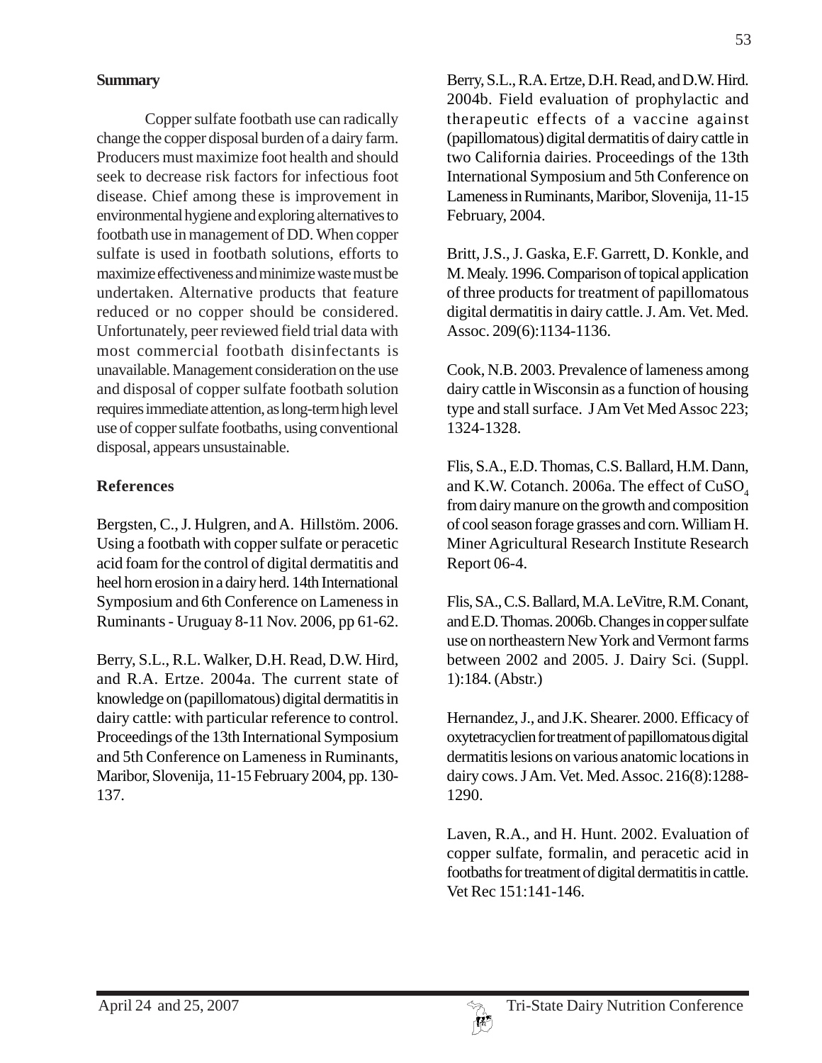## Summary

Copper sulfate footbath use can radically change the copper disposal burden of a dairy farm. Producers must maximize foot health and should seek to decrease risk factors for infectious foot disease. Chief among these is improvement in environmental hygiene and exploring alternatives to footbath use in management of DD. When copper sulfate is used in footbath solutions, efforts to maximize effectiveness and minimize waste must be undertaken. Alternative products that feature reduced or no copper should be considered. Unfortunately, peer reviewed field trial data with most commercial footbath disinfectants is unavailable. Management consideration on the use and disposal of copper sulfate footbath solution requires immediate attention, as long-term high level use of copper sulfate footbaths, using conventional disposal, appears unsustainable.

## References

Bergsten, C., J. Hulgren, and A. Hillstöm. 2006. Using a footbath with copper sulfate or peracetic acid foam for the control of digital dermatitis and heel horn erosion in a dairy herd. 14th International Symposium and 6th Conference on Lameness in Ruminants - Uruguay 8-11 Nov. 2006, pp 61-62.

Berry, S.L., R.L. Walker, D.H. Read, D.W. Hird, and R.A. Ertze. 2004a. The current state of knowledge on (papillomatous) digital dermatitis in dairy cattle: with particular reference to control. Proceedings of the 13th International Symposium and 5th Conference on Lameness in Ruminants, Maribor, Slovenija, 11-15 February 2004, pp. 130-137.

Berry, S.L., R.A. Ertze, D.H. Read, and D.W. Hird. 2004b. Field evaluation of prophylactic and therapeutic effects of a vaccine against (papillomatous) digital dermatitis of dairy cattle in two California dairies. Proceedings of the 13th International Symposium and 5th Conference on Lameness in Ruminants, Maribor, Slovenija, 11-15 February, 2004.

Britt, J.S., J. Gaska, E.F. Garrett, D. Konkle, and M. Mealy. 1996. Comparison of topical application of three products for treatment of papillomatous digital dermatitis in dairy cattle. J. Am. Vet. Med. Assoc. 209(6):1134-1136.

Cook, N.B. 2003. Prevalence of lameness among dairy cattle in Wisconsin as a function of housing type and stall surface. J Am Vet Med Assoc 223; 1324-1328.

Flis, S.A., E.D. Thomas, C.S. Ballard, H.M. Dann, and K.W. Cotanch. 2006a. The effect of $CuSO_4$ from dairy manure on the growth and composition of cool season forage grasses and corn. William H. Miner Agricultural Research Institute Research Report 06-4.

Flis, SA., C.S. Ballard, M.A. LeVitre, R.M. Conant, and E.D. Thomas. 2006b. Changes in copper sulfate use on northeastern New York and Vermont farms between 2002 and 2005. J. Dairy Sci. (Suppl. 1):184. (Abstr.)

Hernandez, J., and J.K. Shearer. 2000. Efficacy of oxytetracyclien for treatment of papillomatous digital dermatitis lesions on various anatomic locations in dairy cows. J Am. Vet. Med. Assoc. 216(8):1288-1290.

Laven, R.A., and H. Hunt. 2002. Evaluation of copper sulfate, formalin, and peracetic acid in footbaths for treatment of digital dermatitis in cattle. Vet Rec 151:141-146.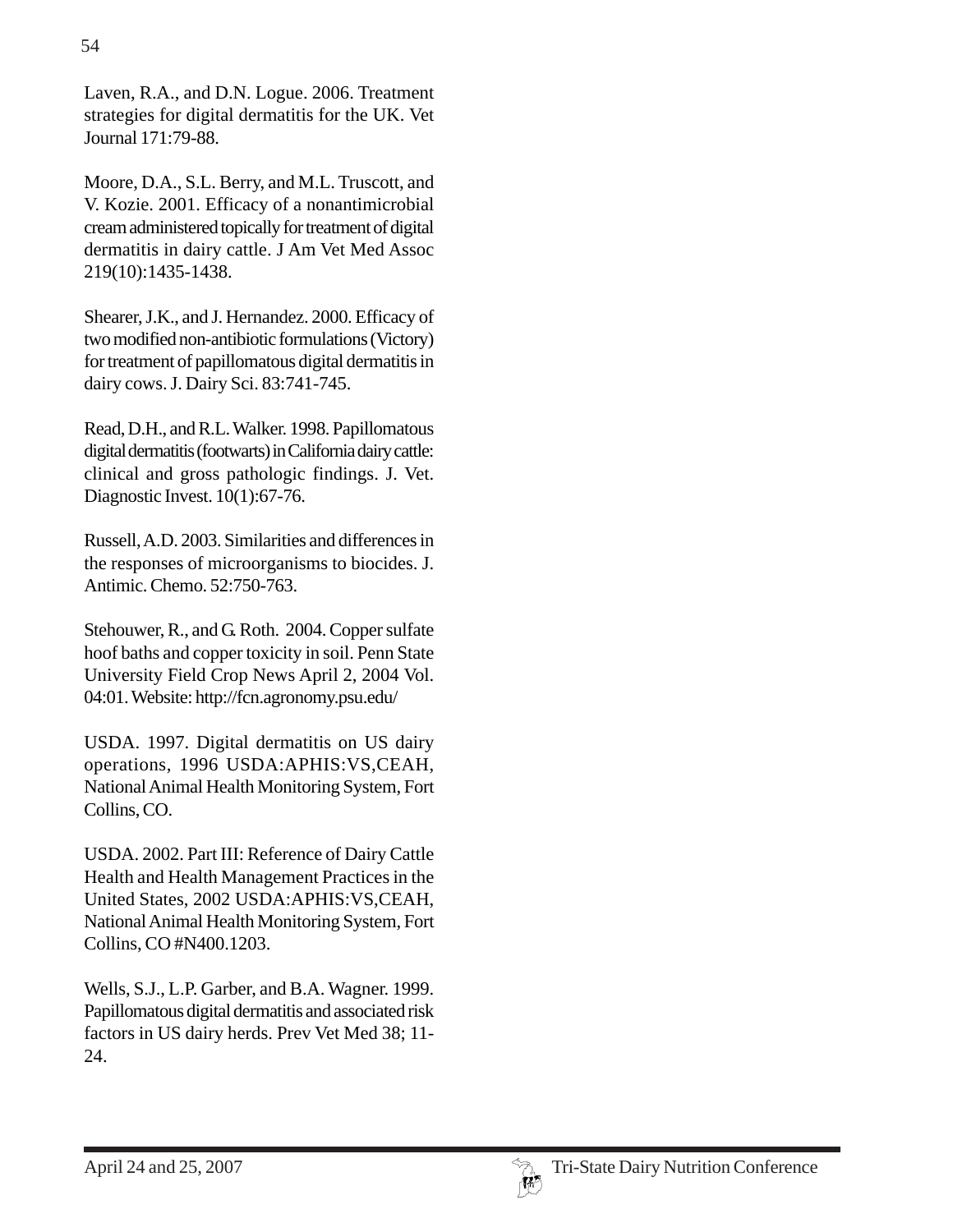Laven, R.A., and D.N. Logue. 2006. Treatment strategies for digital dermatitis for the UK. Vet Journal 171:79-88.

Moore, D.A., S.L. Berry, and M.L. Truscott, and V. Kozie. 2001. Efficacy of a nonantimicrobial cream administered topically for treatment of digital dermatitis in dairy cattle. J Am Vet Med Assoc 219(10):1435-1438.

Shearer, J.K., and J. Hernandez. 2000. Efficacy of two modified non-antibiotic formulations (Victory) for treatment of papillomatous digital dermatitis in dairy cows. J. Dairy Sci. 83:741-745.

Read, D.H., and R.L. Walker. 1998. Papillomatous digital dermatitis (footwarts) in California dairy cattle: clinical and gross pathologic findings. J. Vet. Diagnostic Invest. 10(1):67-76.

Russell, A.D. 2003. Similarities and differences in the responses of microorganisms to biocides. J. Antimic. Chemo. 52:750-763.

Stehouwer, R., and G. Roth. 2004. Copper sulfate hoof baths and copper toxicity in soil. Penn State University Field Crop News April 2, 2004 Vol. 04:01. Website: http://fcn.agronomy.psu.edu/

USDA. 1997. Digital dermatitis on US dairy operations, 1996 USDA:APHIS:VS,CEAH, National Animal Health Monitoring System, Fort Collins, CO.

USDA. 2002. Part III: Reference of Dairy Cattle Health and Health Management Practices in the United States, 2002 USDA:APHIS:VS,CEAH, National Animal Health Monitoring System, Fort Collins, CO #N400.1203.

Wells, S.J., L.P. Garber, and B.A. Wagner. 1999. Papillomatous digital dermatitis and associated risk factors in US dairy herds. Prev Vet Med 38; 11-24.